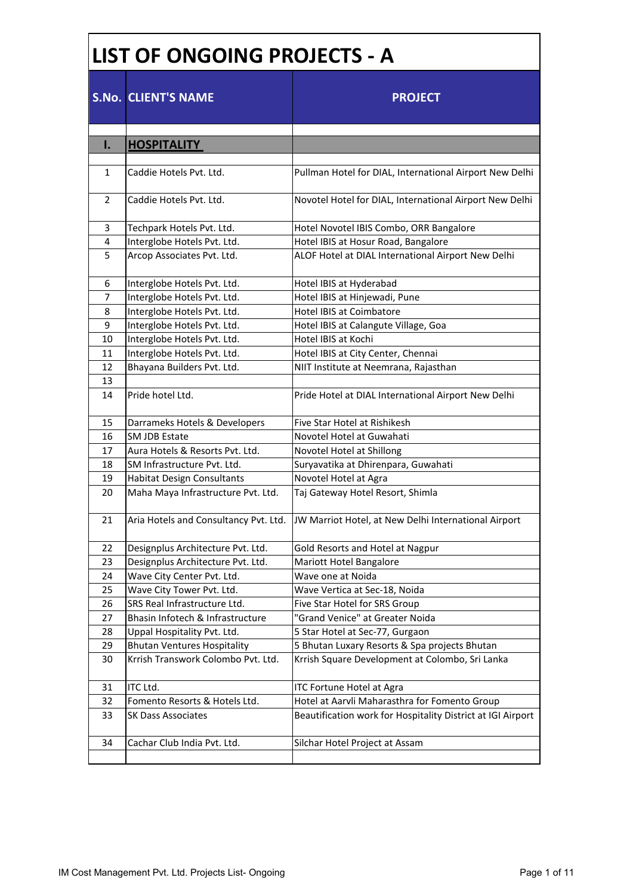# LIST OF ONGOING PROJECTS - A

| S.No. | CLIENT'S NAME | PROJECT |
|---|---|---|
| | | |
| **I.** | **HOSPITALITY** | |
| | | |
| 1 | Caddie Hotels Pvt. Ltd. | Pullman Hotel for DIAL, International Airport New Delhi |
| 2 | Caddie Hotels Pvt. Ltd. | Novotel Hotel for DIAL, International Airport New Delhi |
| 3 | Techpark Hotels Pvt. Ltd. | Hotel Novotel IBIS Combo, ORR Bangalore |
| 4 | Interglobe Hotels Pvt. Ltd. | Hotel IBIS at Hosur Road, Bangalore |
| 5 | Arcop Associates Pvt. Ltd. | ALOF Hotel at DIAL International Airport New Delhi |
| 6 | Interglobe Hotels Pvt. Ltd. | Hotel IBIS at Hyderabad |
| 7 | Interglobe Hotels Pvt. Ltd. | Hotel IBIS at Hinjewadi, Pune |
| 8 | Interglobe Hotels Pvt. Ltd. | Hotel IBIS at Coimbatore |
| 9 | Interglobe Hotels Pvt. Ltd. | Hotel IBIS at Calangute Village, Goa |
| 10 | Interglobe Hotels Pvt. Ltd. | Hotel IBIS at Kochi |
| 11 | Interglobe Hotels Pvt. Ltd. | Hotel IBIS at City Center, Chennai |
| 12 | Bhayana Builders Pvt. Ltd. | NIIT Institute at Neemrana, Rajasthan |
| 13 | | |
| 14 | Pride hotel Ltd. | Pride Hotel at DIAL International Airport New Delhi |
| 15 | Darrameks Hotels & Developers | Five Star Hotel at Rishikesh |
| 16 | SM JDB Estate | Novotel Hotel at Guwahati |
| 17 | Aura Hotels & Resorts Pvt. Ltd. | Novotel Hotel at Shillong |
| 18 | SM Infrastructure Pvt. Ltd. | Suryavatika at Dhirenpara, Guwahati |
| 19 | Habitat Design Consultants | Novotel Hotel at Agra |
| 20 | Maha Maya Infrastructure Pvt. Ltd. | Taj Gateway Hotel Resort, Shimla |
| 21 | Aria Hotels and Consultancy Pvt. Ltd. | JW Marriot Hotel, at New Delhi International Airport |
| 22 | Designplus Architecture Pvt. Ltd. | Gold Resorts and Hotel at Nagpur |
| 23 | Designplus Architecture Pvt. Ltd. | Mariott Hotel Bangalore |
| 24 | Wave City Center Pvt. Ltd. | Wave one at Noida |
| 25 | Wave City Tower Pvt. Ltd. | Wave Vertica at Sec-18, Noida |
| 26 | SRS Real Infrastructure Ltd. | Five Star Hotel for SRS Group |
| 27 | Bhasin Infotech & Infrastructure | "Grand Venice" at Greater Noida |
| 28 | Uppal Hospitality Pvt. Ltd. | 5 Star Hotel at Sec-77, Gurgaon |
| 29 | Bhutan Ventures Hospitality | 5 Bhutan Luxary Resorts & Spa projects Bhutan |
| 30 | Krrish Transwork Colombo Pvt. Ltd. | Krrish Square Development at Colombo, Sri Lanka |
| 31 | ITC Ltd. | ITC Fortune Hotel at Agra |
| 32 | Fomento Resorts & Hotels Ltd. | Hotel at Aarvli Maharasthra for Fomento Group |
| 33 | SK Dass Associates | Beautification work for Hospitality District at IGI Airport |
| 34 | Cachar Club India Pvt. Ltd. | Silchar Hotel Project at Assam |
| | | |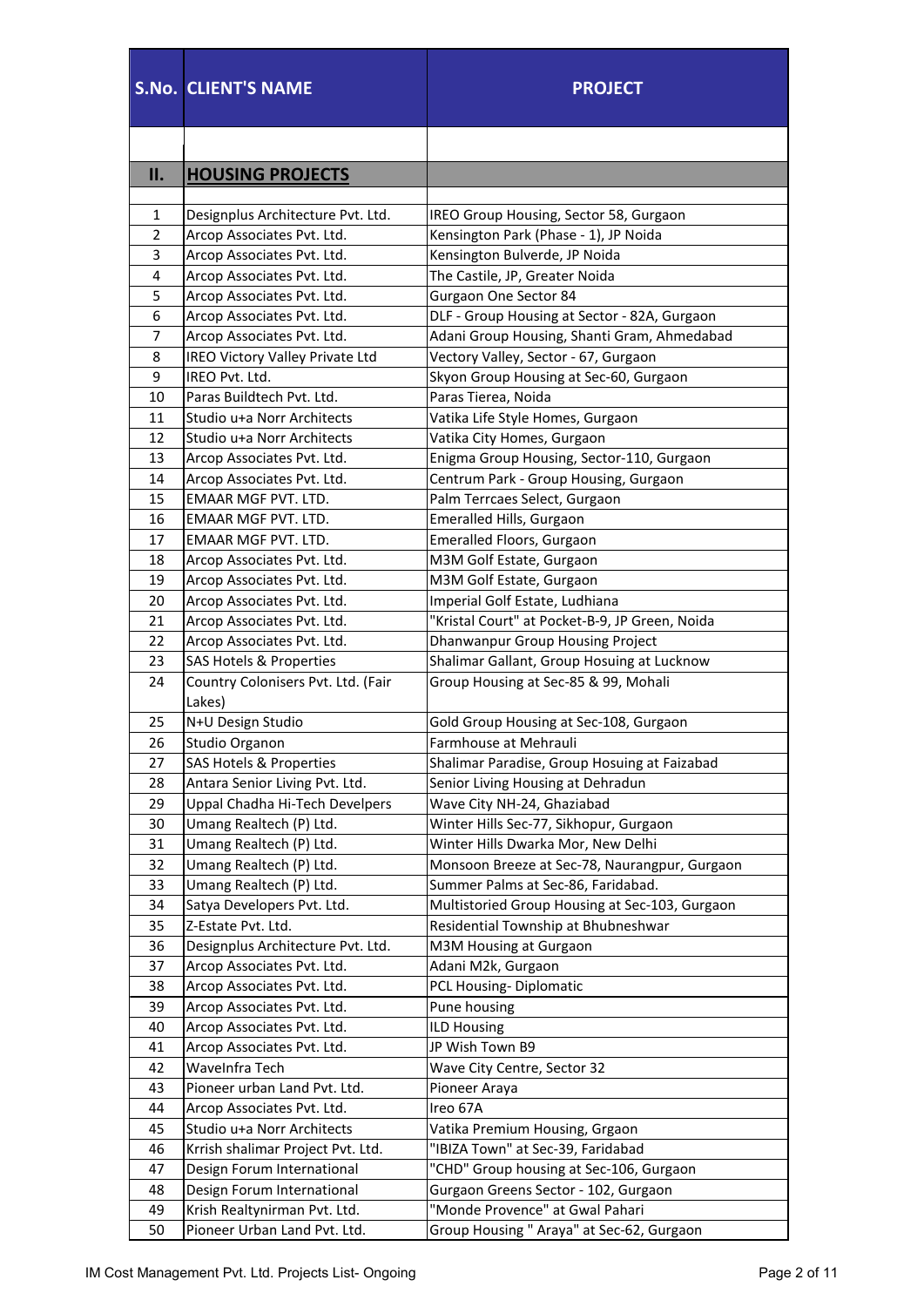| S.No. | CLIENT'S NAME | PROJECT |
|---|---|---|
| | | |
| **II.** | **HOUSING PROJECTS** | |
| 1 | Designplus Architecture Pvt. Ltd. | IREO Group Housing, Sector 58, Gurgaon |
| 2 | Arcop Associates Pvt. Ltd. | Kensington Park (Phase - 1), JP Noida |
| 3 | Arcop Associates Pvt. Ltd. | Kensington Bulverde, JP Noida |
| 4 | Arcop Associates Pvt. Ltd. | The Castile, JP, Greater Noida |
| 5 | Arcop Associates Pvt. Ltd. | Gurgaon One Sector 84 |
| 6 | Arcop Associates Pvt. Ltd. | DLF - Group Housing at Sector - 82A, Gurgaon |
| 7 | Arcop Associates Pvt. Ltd. | Adani Group Housing, Shanti Gram, Ahmedabad |
| 8 | IREO Victory Valley Private Ltd | Vectory Valley, Sector - 67, Gurgaon |
| 9 | IREO Pvt. Ltd. | Skyon Group Housing at Sec-60, Gurgaon |
| 10 | Paras Buildtech Pvt. Ltd. | Paras Tierea, Noida |
| 11 | Studio u+a Norr Architects | Vatika Life Style Homes, Gurgaon |
| 12 | Studio u+a Norr Architects | Vatika City Homes, Gurgaon |
| 13 | Arcop Associates Pvt. Ltd. | Enigma Group Housing, Sector-110, Gurgaon |
| 14 | Arcop Associates Pvt. Ltd. | Centrum Park - Group Housing, Gurgaon |
| 15 | EMAAR MGF PVT. LTD. | Palm Terrcaes Select, Gurgaon |
| 16 | EMAAR MGF PVT. LTD. | Emeralled Hills, Gurgaon |
| 17 | EMAAR MGF PVT. LTD. | Emeralled Floors, Gurgaon |
| 18 | Arcop Associates Pvt. Ltd. | M3M Golf Estate, Gurgaon |
| 19 | Arcop Associates Pvt. Ltd. | M3M Golf Estate, Gurgaon |
| 20 | Arcop Associates Pvt. Ltd. | Imperial Golf Estate, Ludhiana |
| 21 | Arcop Associates Pvt. Ltd. | "Kristal Court" at Pocket-B-9, JP Green, Noida |
| 22 | Arcop Associates Pvt. Ltd. | Dhanwanpur Group Housing Project |
| 23 | SAS Hotels & Properties | Shalimar Gallant, Group Hosuing at Lucknow |
| 24 | Country Colonisers Pvt. Ltd. (Fair Lakes) | Group Housing at Sec-85 & 99, Mohali |
| 25 | N+U Design Studio | Gold Group Housing at Sec-108, Gurgaon |
| 26 | Studio Organon | Farmhouse at Mehrauli |
| 27 | SAS Hotels & Properties | Shalimar Paradise, Group Hosuing at Faizabad |
| 28 | Antara Senior Living Pvt. Ltd. | Senior Living Housing at Dehradun |
| 29 | Uppal Chadha Hi-Tech Develpers | Wave City NH-24, Ghaziabad |
| 30 | Umang Realtech (P) Ltd. | Winter Hills Sec-77, Sikhopur, Gurgaon |
| 31 | Umang Realtech (P) Ltd. | Winter Hills Dwarka Mor, New Delhi |
| 32 | Umang Realtech (P) Ltd. | Monsoon Breeze at Sec-78, Naurangpur, Gurgaon |
| 33 | Umang Realtech (P) Ltd. | Summer Palms at Sec-86, Faridabad. |
| 34 | Satya Developers Pvt. Ltd. | Multistoried Group Housing at Sec-103, Gurgaon |
| 35 | Z-Estate Pvt. Ltd. | Residential Township at Bhubneshwar |
| 36 | Designplus Architecture Pvt. Ltd. | M3M Housing at Gurgaon |
| 37 | Arcop Associates Pvt. Ltd. | Adani M2k, Gurgaon |
| 38 | Arcop Associates Pvt. Ltd. | PCL Housing- Diplomatic |
| 39 | Arcop Associates Pvt. Ltd. | Pune housing |
| 40 | Arcop Associates Pvt. Ltd. | ILD Housing |
| 41 | Arcop Associates Pvt. Ltd. | JP Wish Town B9 |
| 42 | WaveInfra Tech | Wave City Centre, Sector 32 |
| 43 | Pioneer urban Land Pvt. Ltd. | Pioneer Araya |
| 44 | Arcop Associates Pvt. Ltd. | Ireo 67A |
| 45 | Studio u+a Norr Architects | Vatika Premium Housing, Grgaon |
| 46 | Krrish shalimar Project Pvt. Ltd. | "IBIZA Town" at Sec-39, Faridabad |
| 47 | Design Forum International | "CHD" Group housing at Sec-106, Gurgaon |
| 48 | Design Forum International | Gurgaon Greens Sector - 102, Gurgaon |
| 49 | Krish Realtynirman Pvt. Ltd. | "Monde Provence" at Gwal Pahari |
| 50 | Pioneer Urban Land Pvt. Ltd. | Group Housing " Araya" at Sec-62, Gurgaon |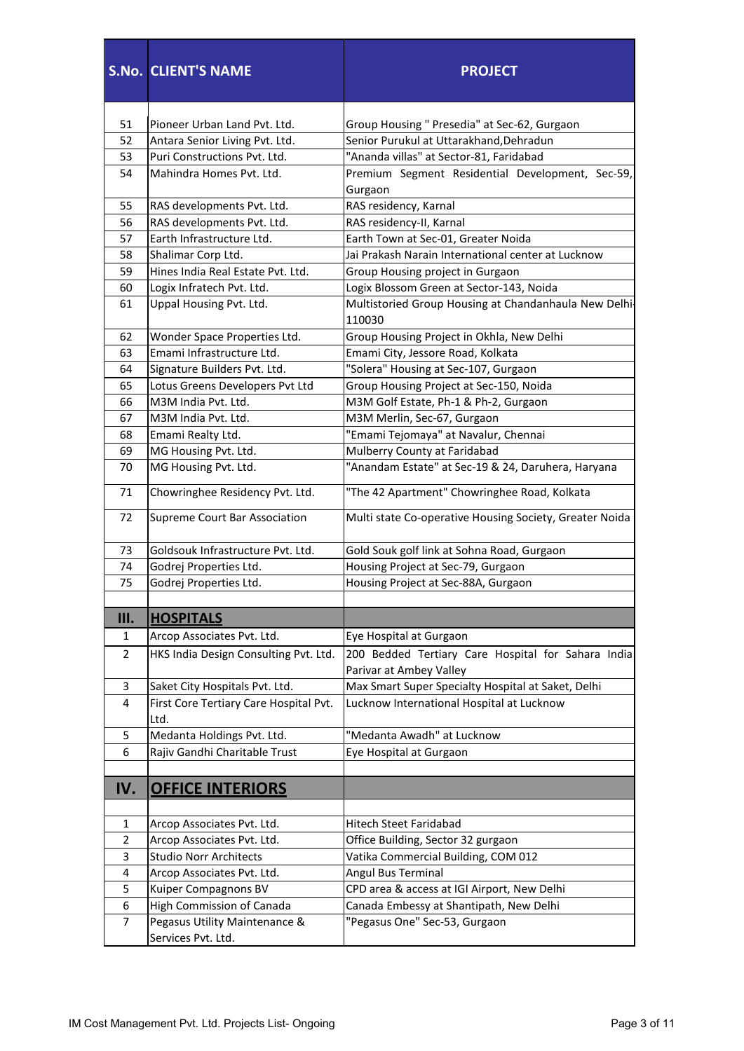| S.No. | CLIENT'S NAME | PROJECT |
|---|---|---|
| 51 | Pioneer Urban Land Pvt. Ltd. | Group Housing " Presedia" at Sec-62, Gurgaon |
| 52 | Antara Senior Living Pvt. Ltd. | Senior Purukul at Uttarakhand,Dehradun |
| 53 | Puri Constructions Pvt. Ltd. | "Ananda villas" at Sector-81, Faridabad |
| 54 | Mahindra Homes Pvt. Ltd. | Premium Segment Residential Development, Sec-59, Gurgaon |
| 55 | RAS developments Pvt. Ltd. | RAS residency, Karnal |
| 56 | RAS developments Pvt. Ltd. | RAS residency-II, Karnal |
| 57 | Earth Infrastructure Ltd. | Earth Town at Sec-01, Greater Noida |
| 58 | Shalimar Corp Ltd. | Jai Prakash Narain International center at Lucknow |
| 59 | Hines India Real Estate Pvt. Ltd. | Group Housing project in Gurgaon |
| 60 | Logix Infratech Pvt. Ltd. | Logix Blossom Green at Sector-143, Noida |
| 61 | Uppal Housing Pvt. Ltd. | Multistoried Group Housing at Chandanhaula New Delhi-110030 |
| 62 | Wonder Space Properties Ltd. | Group Housing Project in Okhla, New Delhi |
| 63 | Emami Infrastructure Ltd. | Emami City, Jessore Road, Kolkata |
| 64 | Signature Builders Pvt. Ltd. | "Solera" Housing at Sec-107, Gurgaon |
| 65 | Lotus Greens Developers Pvt Ltd | Group Housing Project at Sec-150, Noida |
| 66 | M3M India Pvt. Ltd. | M3M Golf Estate, Ph-1 & Ph-2, Gurgaon |
| 67 | M3M India Pvt. Ltd. | M3M Merlin, Sec-67, Gurgaon |
| 68 | Emami Realty Ltd. | "Emami Tejomaya" at Navalur, Chennai |
| 69 | MG Housing Pvt. Ltd. | Mulberry County at Faridabad |
| 70 | MG Housing Pvt. Ltd. | "Anandam Estate" at Sec-19 & 24, Daruhera, Haryana |
| 71 | Chowringhee Residency Pvt. Ltd. | "The 42 Apartment" Chowringhee Road, Kolkata |
| 72 | Supreme Court Bar Association | Multi state Co-operative Housing Society, Greater Noida |
| 73 | Goldsouk Infrastructure Pvt. Ltd. | Gold Souk golf link at Sohna Road, Gurgaon |
| 74 | Godrej Properties Ltd. | Housing Project at Sec-79, Gurgaon |
| 75 | Godrej Properties Ltd. | Housing Project at Sec-88A, Gurgaon |
| | | |
| **III.** | **HOSPITALS** | |
| 1 | Arcop Associates Pvt. Ltd. | Eye Hospital at Gurgaon |
| 2 | HKS India Design Consulting Pvt. Ltd. | 200 Bedded Tertiary Care Hospital for Sahara India Parivar at Ambey Valley |
| 3 | Saket City Hospitals Pvt. Ltd. | Max Smart Super Specialty Hospital at Saket, Delhi |
| 4 | First Core Tertiary Care Hospital Pvt. Ltd. | Lucknow International Hospital at Lucknow |
| 5 | Medanta Holdings Pvt. Ltd. | "Medanta Awadh" at Lucknow |
| 6 | Rajiv Gandhi Charitable Trust | Eye Hospital at Gurgaon |
| | | |
| **IV.** | **OFFICE INTERIORS** | |
| | | |
| 1 | Arcop Associates Pvt. Ltd. | Hitech Steet Faridabad |
| 2 | Arcop Associates Pvt. Ltd. | Office Building, Sector 32 gurgaon |
| 3 | Studio Norr Architects | Vatika Commercial Building, COM 012 |
| 4 | Arcop Associates Pvt. Ltd. | Angul Bus Terminal |
| 5 | Kuiper Compagnons BV | CPD area & access at IGI Airport, New Delhi |
| 6 | High Commission of Canada | Canada Embessy at Shantipath, New Delhi |
| 7 | Pegasus Utility Maintenance & Services Pvt. Ltd. | "Pegasus One" Sec-53, Gurgaon |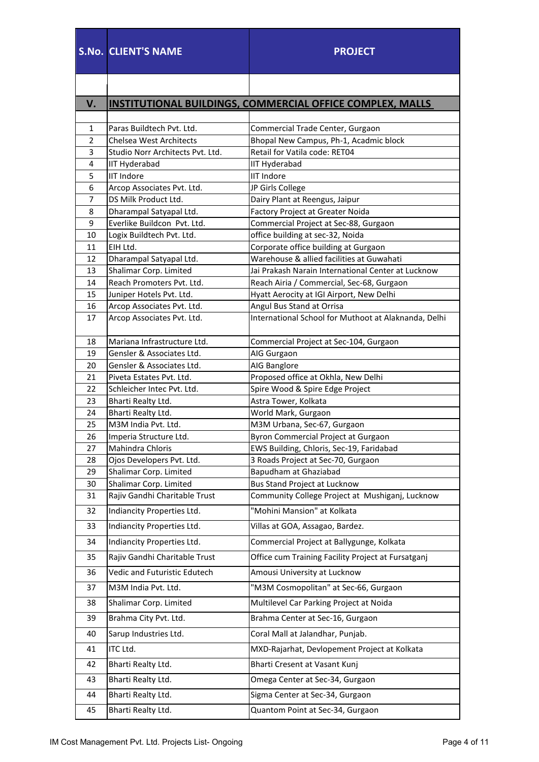| S.No. | CLIENT'S NAME | PROJECT |
|---|---|---|
| | | |
| **V.** | **INSTITUTIONAL BUILDINGS, COMMERCIAL OFFICE COMPLEX, MALLS** | |
| | | |
| 1 | Paras Buildtech Pvt. Ltd. | Commercial Trade Center, Gurgaon |
| 2 | Chelsea West Architects | Bhopal New Campus, Ph-1, Acadmic block |
| 3 | Studio Norr Architects Pvt. Ltd. | Retail for Vatila code: RET04 |
| 4 | IIT Hyderabad | IIT Hyderabad |
| 5 | IIT Indore | IIT Indore |
| 6 | Arcop Associates Pvt. Ltd. | JP Girls College |
| 7 | DS Milk Product Ltd. | Dairy Plant at Reengus, Jaipur |
| 8 | Dharampal Satyapal Ltd. | Factory Project at Greater Noida |
| 9 | Everlike Buildcon Pvt. Ltd. | Commercial Project at Sec-88, Gurgaon |
| 10 | Logix Buildtech Pvt. Ltd. | office building at sec-32, Noida |
| 11 | EIH Ltd. | Corporate office building at Gurgaon |
| 12 | Dharampal Satyapal Ltd. | Warehouse & allied facilities at Guwahati |
| 13 | Shalimar Corp. Limited | Jai Prakash Narain International Center at Lucknow |
| 14 | Reach Promoters Pvt. Ltd. | Reach Airia / Commercial, Sec-68, Gurgaon |
| 15 | Juniper Hotels Pvt. Ltd. | Hyatt Aerocity at IGI Airport, New Delhi |
| 16 | Arcop Associates Pvt. Ltd. | Angul Bus Stand at Orrisa |
| 17 | Arcop Associates Pvt. Ltd. | International School for Muthoot at Alaknanda, Delhi |
| 18 | Mariana Infrastructure Ltd. | Commercial Project at Sec-104, Gurgaon |
| 19 | Gensler & Associates Ltd. | AIG Gurgaon |
| 20 | Gensler & Associates Ltd. | AIG Banglore |
| 21 | Piveta Estates Pvt. Ltd. | Proposed office at Okhla, New Delhi |
| 22 | Schleicher Intec Pvt. Ltd. | Spire Wood & Spire Edge Project |
| 23 | Bharti Realty Ltd. | Astra Tower, Kolkata |
| 24 | Bharti Realty Ltd. | World Mark, Gurgaon |
| 25 | M3M India Pvt. Ltd. | M3M Urbana, Sec-67, Gurgaon |
| 26 | Imperia Structure Ltd. | Byron Commercial Project at Gurgaon |
| 27 | Mahindra Chloris | EWS Building, Chloris, Sec-19, Faridabad |
| 28 | Ojos Developers Pvt. Ltd. | 3 Roads Project at Sec-70, Gurgaon |
| 29 | Shalimar Corp. Limited | Bapudham at Ghaziabad |
| 30 | Shalimar Corp. Limited | Bus Stand Project at Lucknow |
| 31 | Rajiv Gandhi Charitable Trust | Community College Project at Mushiganj, Lucknow |
| 32 | Indiancity Properties Ltd. | "Mohini Mansion" at Kolkata |
| 33 | Indiancity Properties Ltd. | Villas at GOA, Assagao, Bardez. |
| 34 | Indiancity Properties Ltd. | Commercial Project at Ballygunge, Kolkata |
| 35 | Rajiv Gandhi Charitable Trust | Office cum Training Facility Project at Fursatganj |
| 36 | Vedic and Futuristic Edutech | Amousi University at Lucknow |
| 37 | M3M India Pvt. Ltd. | "M3M Cosmopolitan" at Sec-66, Gurgaon |
| 38 | Shalimar Corp. Limited | Multilevel Car Parking Project at Noida |
| 39 | Brahma City Pvt. Ltd. | Brahma Center at Sec-16, Gurgaon |
| 40 | Sarup Industries Ltd. | Coral Mall at Jalandhar, Punjab. |
| 41 | ITC Ltd. | MXD-Rajarhat, Devlopement Project at Kolkata |
| 42 | Bharti Realty Ltd. | Bharti Cresent at Vasant Kunj |
| 43 | Bharti Realty Ltd. | Omega Center at Sec-34, Gurgaon |
| 44 | Bharti Realty Ltd. | Sigma Center at Sec-34, Gurgaon |
| 45 | Bharti Realty Ltd. | Quantom Point at Sec-34, Gurgaon |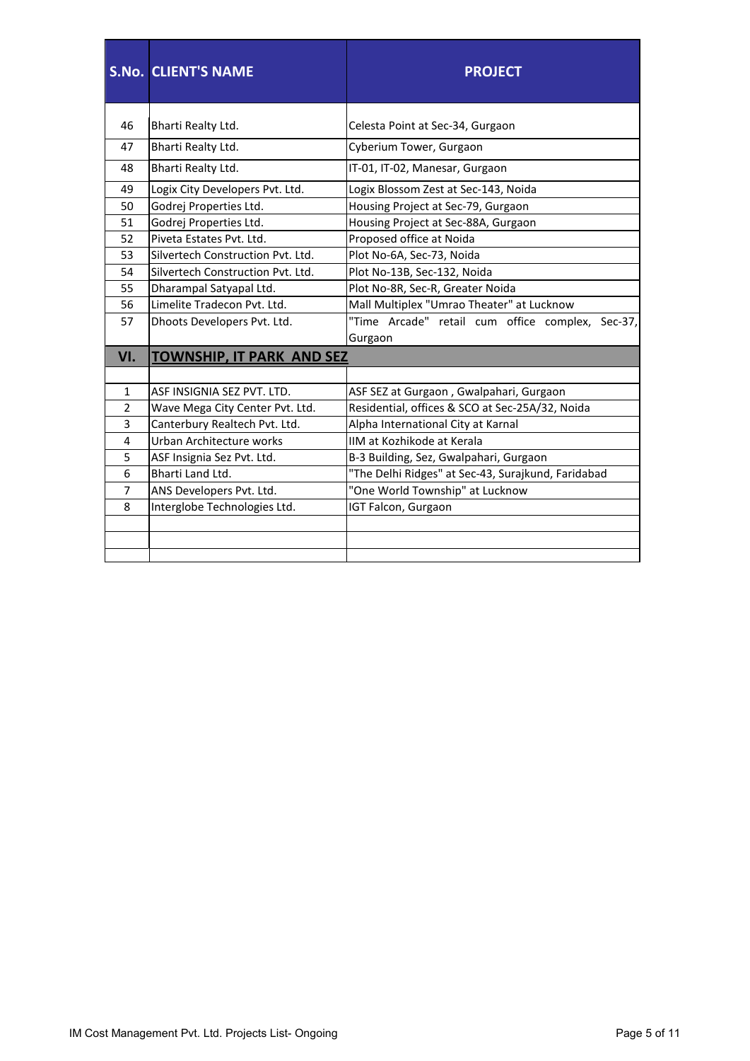| S.No. | CLIENT'S NAME | PROJECT |
|---|---|---|
| 46 | Bharti Realty Ltd. | Celesta Point at Sec-34, Gurgaon |
| 47 | Bharti Realty Ltd. | Cyberium Tower, Gurgaon |
| 48 | Bharti Realty Ltd. | IT-01, IT-02, Manesar, Gurgaon |
| 49 | Logix City Developers Pvt. Ltd. | Logix Blossom Zest at Sec-143, Noida |
| 50 | Godrej Properties Ltd. | Housing Project at Sec-79, Gurgaon |
| 51 | Godrej Properties Ltd. | Housing Project at Sec-88A, Gurgaon |
| 52 | Piveta Estates Pvt. Ltd. | Proposed office at Noida |
| 53 | Silvertech Construction Pvt. Ltd. | Plot No-6A, Sec-73, Noida |
| 54 | Silvertech Construction Pvt. Ltd. | Plot No-13B, Sec-132, Noida |
| 55 | Dharampal Satyapal Ltd. | Plot No-8R, Sec-R, Greater Noida |
| 56 | Limelite Tradecon Pvt. Ltd. | Mall Multiplex "Umrao Theater" at Lucknow |
| 57 | Dhoots Developers Pvt. Ltd. | "Time Arcade" retail cum office complex, Sec-37, Gurgaon |
| **VI.** | **TOWNSHIP, IT PARK AND SEZ** | |
| | | |
| 1 | ASF INSIGNIA SEZ PVT. LTD. | ASF SEZ at Gurgaon , Gwalpahari, Gurgaon |
| 2 | Wave Mega City Center Pvt. Ltd. | Residential, offices & SCO at Sec-25A/32, Noida |
| 3 | Canterbury Realtech Pvt. Ltd. | Alpha International City at Karnal |
| 4 | Urban Architecture works | IIM at Kozhikode at Kerala |
| 5 | ASF Insignia Sez Pvt. Ltd. | B-3 Building, Sez, Gwalpahari, Gurgaon |
| 6 | Bharti Land Ltd. | "The Delhi Ridges" at Sec-43, Surajkund, Faridabad |
| 7 | ANS Developers Pvt. Ltd. | "One World Township" at Lucknow |
| 8 | Interglobe Technologies Ltd. | IGT Falcon, Gurgaon |
| | | |
| | | |
| | | |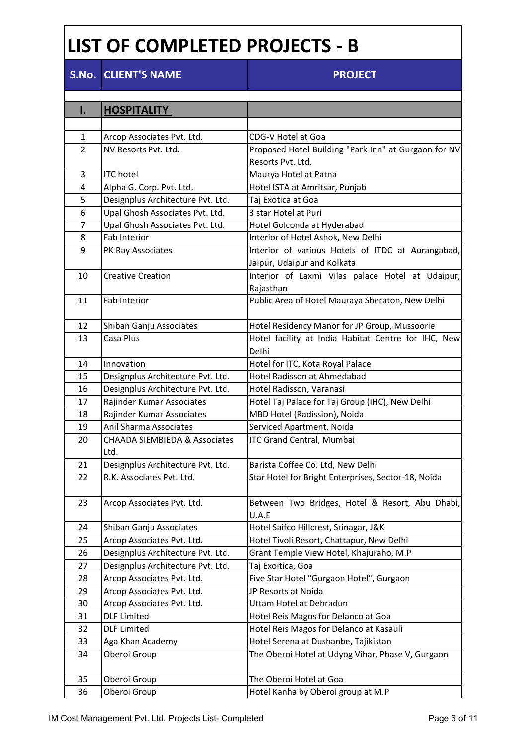# LIST OF COMPLETED PROJECTS - B

| S.No. | CLIENT'S NAME | PROJECT |
|---|---|---|
| | | |
| I. | **HOSPITALITY** | |
| | | |
| 1 | Arcop Associates Pvt. Ltd. | CDG-V Hotel at Goa |
| 2 | NV Resorts Pvt. Ltd. | Proposed Hotel Building "Park Inn" at Gurgaon for NV Resorts Pvt. Ltd. |
| 3 | ITC hotel | Maurya Hotel at Patna |
| 4 | Alpha G. Corp. Pvt. Ltd. | Hotel ISTA at Amritsar, Punjab |
| 5 | Designplus Architecture Pvt. Ltd. | Taj Exotica at Goa |
| 6 | Upal Ghosh Associates Pvt. Ltd. | 3 star Hotel at Puri |
| 7 | Upal Ghosh Associates Pvt. Ltd. | Hotel Golconda at Hyderabad |
| 8 | Fab Interior | Interior of Hotel Ashok, New Delhi |
| 9 | PK Ray Associates | Interior of various Hotels of ITDC at Aurangabad, Jaipur, Udaipur and Kolkata |
| 10 | Creative Creation | Interior of Laxmi Vilas palace Hotel at Udaipur, Rajasthan |
| 11 | Fab Interior | Public Area of Hotel Mauraya Sheraton, New Delhi |
| 12 | Shiban Ganju Associates | Hotel Residency Manor for JP Group, Mussoorie |
| 13 | Casa Plus | Hotel facility at India Habitat Centre for IHC, New Delhi |
| 14 | Innovation | Hotel for ITC, Kota Royal Palace |
| 15 | Designplus Architecture Pvt. Ltd. | Hotel Radisson at Ahmedabad |
| 16 | Designplus Architecture Pvt. Ltd. | Hotel Radisson, Varanasi |
| 17 | Rajinder Kumar Associates | Hotel Taj Palace for Taj Group (IHC), New Delhi |
| 18 | Rajinder Kumar Associates | MBD Hotel (Radission), Noida |
| 19 | Anil Sharma Associates | Serviced Apartment, Noida |
| 20 | CHAADA SIEMBIEDA & Associates Ltd. | ITC Grand Central, Mumbai |
| 21 | Designplus Architecture Pvt. Ltd. | Barista Coffee Co. Ltd, New Delhi |
| 22 | R.K. Associates Pvt. Ltd. | Star Hotel for Bright Enterprises, Sector-18, Noida |
| 23 | Arcop Associates Pvt. Ltd. | Between Two Bridges, Hotel & Resort, Abu Dhabi, U.A.E |
| 24 | Shiban Ganju Associates | Hotel Saifco Hillcrest, Srinagar, J&K |
| 25 | Arcop Associates Pvt. Ltd. | Hotel Tivoli Resort, Chattapur, New Delhi |
| 26 | Designplus Architecture Pvt. Ltd. | Grant Temple View Hotel, Khajuraho, M.P |
| 27 | Designplus Architecture Pvt. Ltd. | Taj Exoitica, Goa |
| 28 | Arcop Associates Pvt. Ltd. | Five Star Hotel "Gurgaon Hotel", Gurgaon |
| 29 | Arcop Associates Pvt. Ltd. | JP Resorts at Noida |
| 30 | Arcop Associates Pvt. Ltd. | Uttam Hotel at Dehradun |
| 31 | DLF Limited | Hotel Reis Magos for Delanco at Goa |
| 32 | DLF Limited | Hotel Reis Magos for Delanco at Kasauli |
| 33 | Aga Khan Academy | Hotel Serena at Dushanbe, Tajikistan |
| 34 | Oberoi Group | The Oberoi Hotel at Udyog Vihar, Phase V, Gurgaon |
| 35 | Oberoi Group | The Oberoi Hotel at Goa |
| 36 | Oberoi Group | Hotel Kanha by Oberoi group at M.P |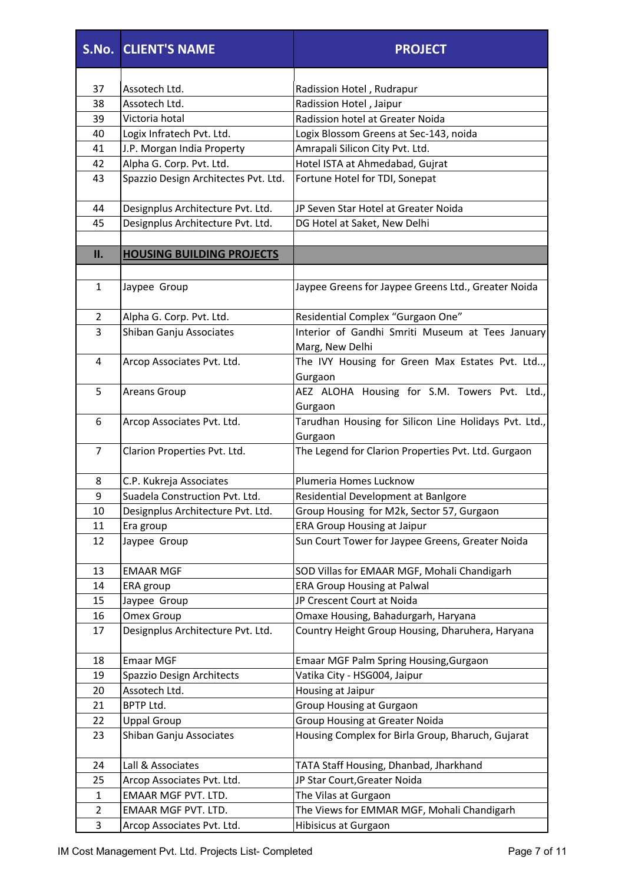| S.No. | CLIENT'S NAME | PROJECT |
|---|---|---|
| | | |
| 37 | Assotech Ltd. | Radission Hotel , Rudrapur |
| 38 | Assotech Ltd. | Radission Hotel , Jaipur |
| 39 | Victoria hotal | Radission hotel at Greater Noida |
| 40 | Logix Infratech Pvt. Ltd. | Logix Blossom Greens at Sec-143, noida |
| 41 | J.P. Morgan India Property | Amrapali Silicon City Pvt. Ltd. |
| 42 | Alpha G. Corp. Pvt. Ltd. | Hotel ISTA at Ahmedabad, Gujrat |
| 43 | Spazzio Design Architectes Pvt. Ltd. | Fortune Hotel for TDI, Sonepat |
| 44 | Designplus Architecture Pvt. Ltd. | JP Seven Star Hotel at Greater Noida |
| 45 | Designplus Architecture Pvt. Ltd. | DG Hotel at Saket, New Delhi |
| | | |
| **II.** | **HOUSING BUILDING PROJECTS** | |
| | | |
| 1 | Jaypee Group | Jaypee Greens for Jaypee Greens Ltd., Greater Noida |
| 2 | Alpha G. Corp. Pvt. Ltd. | Residential Complex "Gurgaon One" |
| 3 | Shiban Ganju Associates | Interior of Gandhi Smriti Museum at Tees January Marg, New Delhi |
| 4 | Arcop Associates Pvt. Ltd. | The IVY Housing for Green Max Estates Pvt. Ltd.., Gurgaon |
| 5 | Areans Group | AEZ ALOHA Housing for S.M. Towers Pvt. Ltd., Gurgaon |
| 6 | Arcop Associates Pvt. Ltd. | Tarudhan Housing for Silicon Line Holidays Pvt. Ltd., Gurgaon |
| 7 | Clarion Properties Pvt. Ltd. | The Legend for Clarion Properties Pvt. Ltd. Gurgaon |
| 8 | C.P. Kukreja Associates | Plumeria Homes Lucknow |
| 9 | Suadela Construction Pvt. Ltd. | Residential Development at Banlgore |
| 10 | Designplus Architecture Pvt. Ltd. | Group Housing for M2k, Sector 57, Gurgaon |
| 11 | Era group | ERA Group Housing at Jaipur |
| 12 | Jaypee Group | Sun Court Tower for Jaypee Greens, Greater Noida |
| 13 | EMAAR MGF | SOD Villas for EMAAR MGF, Mohali Chandigarh |
| 14 | ERA group | ERA Group Housing at Palwal |
| 15 | Jaypee Group | JP Crescent Court at Noida |
| 16 | Omex Group | Omaxe Housing, Bahadurgarh, Haryana |
| 17 | Designplus Architecture Pvt. Ltd. | Country Height Group Housing, Dharuhera, Haryana |
| 18 | Emaar MGF | Emaar MGF Palm Spring Housing,Gurgaon |
| 19 | Spazzio Design Architects | Vatika City - HSG004, Jaipur |
| 20 | Assotech Ltd. | Housing at Jaipur |
| 21 | BPTP Ltd. | Group Housing at Gurgaon |
| 22 | Uppal Group | Group Housing at Greater Noida |
| 23 | Shiban Ganju Associates | Housing Complex for Birla Group, Bharuch, Gujarat |
| 24 | Lall & Associates | TATA Staff Housing, Dhanbad, Jharkhand |
| 25 | Arcop Associates Pvt. Ltd. | JP Star Court,Greater Noida |
| 1 | EMAAR MGF PVT. LTD. | The Vilas at Gurgaon |
| 2 | EMAAR MGF PVT. LTD. | The Views for EMMAR MGF, Mohali Chandigarh |
| 3 | Arcop Associates Pvt. Ltd. | Hibisicus at Gurgaon |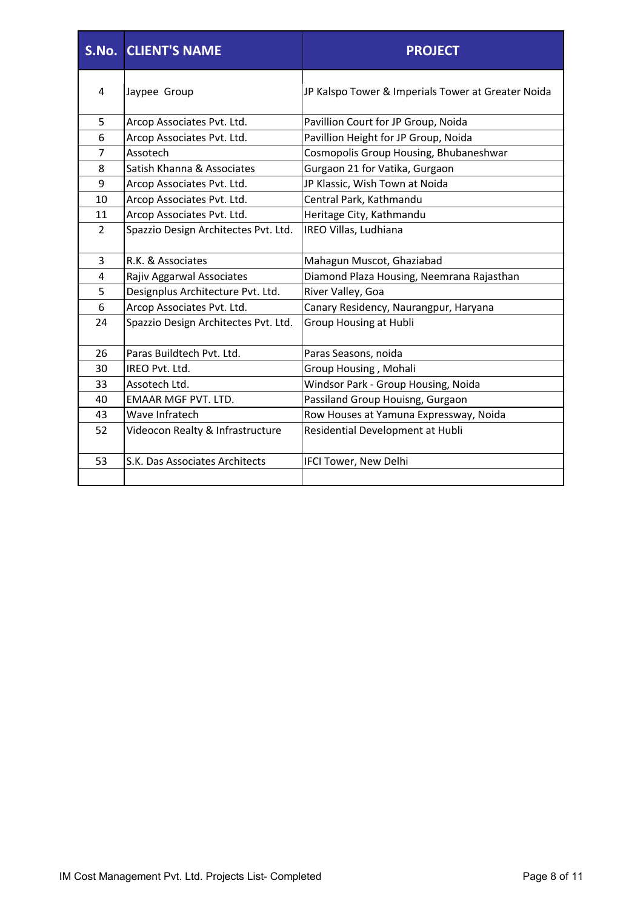| S.No. | CLIENT'S NAME | PROJECT |
|---|---|---|
| 4 | Jaypee Group | JP Kalspo Tower & Imperials Tower at Greater Noida |
| 5 | Arcop Associates Pvt. Ltd. | Pavillion Court for JP Group, Noida |
| 6 | Arcop Associates Pvt. Ltd. | Pavillion Height for JP Group, Noida |
| 7 | Assotech | Cosmopolis Group Housing, Bhubaneshwar |
| 8 | Satish Khanna & Associates | Gurgaon 21 for Vatika, Gurgaon |
| 9 | Arcop Associates Pvt. Ltd. | JP Klassic, Wish Town at Noida |
| 10 | Arcop Associates Pvt. Ltd. | Central Park, Kathmandu |
| 11 | Arcop Associates Pvt. Ltd. | Heritage City, Kathmandu |
| 2 | Spazzio Design Architectes Pvt. Ltd. | IREO Villas, Ludhiana |
| 3 | R.K. & Associates | Mahagun Muscot, Ghaziabad |
| 4 | Rajiv Aggarwal Associates | Diamond Plaza Housing, Neemrana Rajasthan |
| 5 | Designplus Architecture Pvt. Ltd. | River Valley, Goa |
| 6 | Arcop Associates Pvt. Ltd. | Canary Residency, Naurangpur, Haryana |
| 24 | Spazzio Design Architectes Pvt. Ltd. | Group Housing at Hubli |
| 26 | Paras Buildtech Pvt. Ltd. | Paras Seasons, noida |
| 30 | IREO Pvt. Ltd. | Group Housing , Mohali |
| 33 | Assotech Ltd. | Windsor Park - Group Housing, Noida |
| 40 | EMAAR MGF PVT. LTD. | Passiland Group Houisng, Gurgaon |
| 43 | Wave Infratech | Row Houses at Yamuna Expressway, Noida |
| 52 | Videocon Realty & Infrastructure | Residential Development at Hubli |
| 53 | S.K. Das Associates Architects | IFCI Tower, New Delhi |
| | | |

IM Cost Management Pvt. Ltd. Projects List- Completed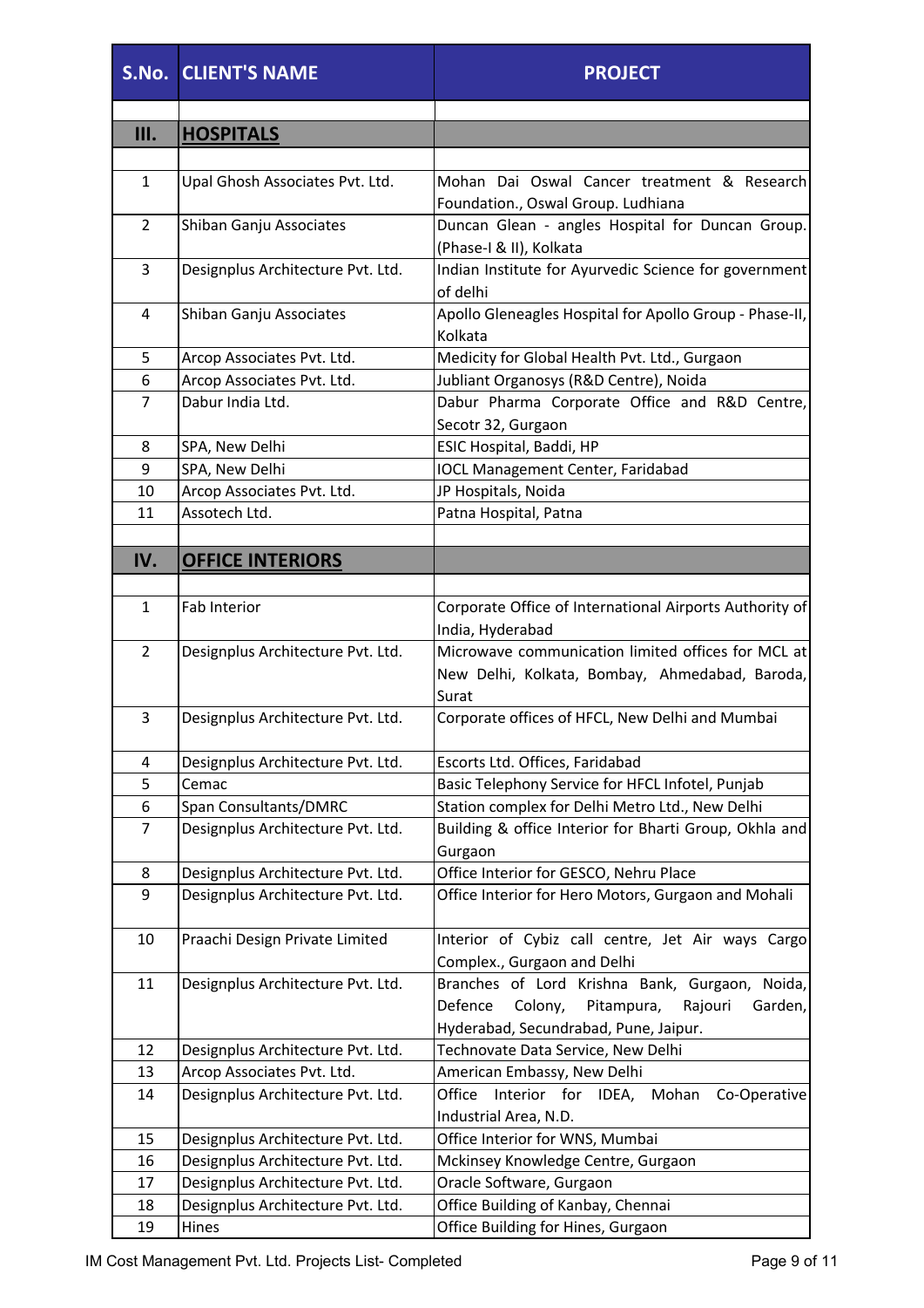| S.No. | CLIENT'S NAME | PROJECT |
|---|---|---|
| | | |
| **III.** | **HOSPITALS** | |
| | | |
| 1 | Upal Ghosh Associates Pvt. Ltd. | Mohan Dai Oswal Cancer treatment & Research Foundation., Oswal Group. Ludhiana |
| 2 | Shiban Ganju Associates | Duncan Glean - angles Hospital for Duncan Group. (Phase-I & II), Kolkata |
| 3 | Designplus Architecture Pvt. Ltd. | Indian Institute for Ayurvedic Science for government of delhi |
| 4 | Shiban Ganju Associates | Apollo Gleneagles Hospital for Apollo Group - Phase-II, Kolkata |
| 5 | Arcop Associates Pvt. Ltd. | Medicity for Global Health Pvt. Ltd., Gurgaon |
| 6 | Arcop Associates Pvt. Ltd. | Jubliant Organosys (R&D Centre), Noida |
| 7 | Dabur India Ltd. | Dabur Pharma Corporate Office and R&D Centre, Secotr 32, Gurgaon |
| 8 | SPA, New Delhi | ESIC Hospital, Baddi, HP |
| 9 | SPA, New Delhi | IOCL Management Center, Faridabad |
| 10 | Arcop Associates Pvt. Ltd. | JP Hospitals, Noida |
| 11 | Assotech Ltd. | Patna Hospital, Patna |
| | | |
| **IV.** | **OFFICE INTERIORS** | |
| | | |
| 1 | Fab Interior | Corporate Office of International Airports Authority of India, Hyderabad |
| 2 | Designplus Architecture Pvt. Ltd. | Microwave communication limited offices for MCL at New Delhi, Kolkata, Bombay, Ahmedabad, Baroda, Surat |
| 3 | Designplus Architecture Pvt. Ltd. | Corporate offices of HFCL, New Delhi and Mumbai |
| 4 | Designplus Architecture Pvt. Ltd. | Escorts Ltd. Offices, Faridabad |
| 5 | Cemac | Basic Telephony Service for HFCL Infotel, Punjab |
| 6 | Span Consultants/DMRC | Station complex for Delhi Metro Ltd., New Delhi |
| 7 | Designplus Architecture Pvt. Ltd. | Building & office Interior for Bharti Group, Okhla and Gurgaon |
| 8 | Designplus Architecture Pvt. Ltd. | Office Interior for GESCO, Nehru Place |
| 9 | Designplus Architecture Pvt. Ltd. | Office Interior for Hero Motors, Gurgaon and Mohali |
| 10 | Praachi Design Private Limited | Interior of Cybiz call centre, Jet Air ways Cargo Complex., Gurgaon and Delhi |
| 11 | Designplus Architecture Pvt. Ltd. | Branches of Lord Krishna Bank, Gurgaon, Noida, Defence Colony, Pitampura, Rajouri Garden, Hyderabad, Secundrabad, Pune, Jaipur. |
| 12 | Designplus Architecture Pvt. Ltd. | Technovate Data Service, New Delhi |
| 13 | Arcop Associates Pvt. Ltd. | American Embassy, New Delhi |
| 14 | Designplus Architecture Pvt. Ltd. | Office Interior for IDEA, Mohan Co-Operative Industrial Area, N.D. |
| 15 | Designplus Architecture Pvt. Ltd. | Office Interior for WNS, Mumbai |
| 16 | Designplus Architecture Pvt. Ltd. | Mckinsey Knowledge Centre, Gurgaon |
| 17 | Designplus Architecture Pvt. Ltd. | Oracle Software, Gurgaon |
| 18 | Designplus Architecture Pvt. Ltd. | Office Building of Kanbay, Chennai |
| 19 | Hines | Office Building for Hines, Gurgaon |

IM Cost Management Pvt. Ltd. Projects List- Completed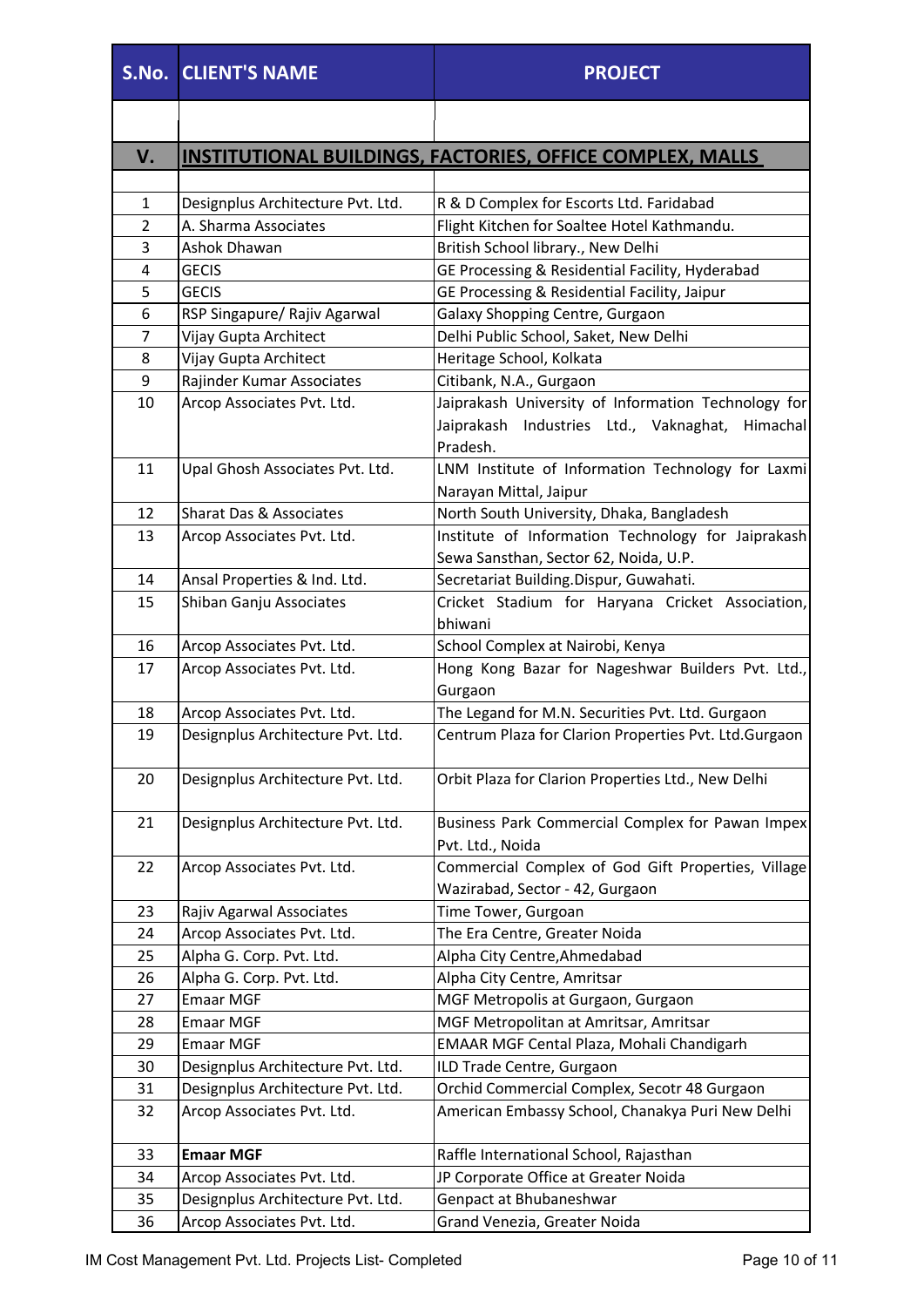| S.No. | CLIENT'S NAME | PROJECT |
|---|---|---|
| | | |
| **V.** | **INSTITUTIONAL BUILDINGS, FACTORIES, OFFICE COMPLEX, MALLS** | |
| | | |
| 1 | Designplus Architecture Pvt. Ltd. | R & D Complex for Escorts Ltd. Faridabad |
| 2 | A. Sharma Associates | Flight Kitchen for Soaltee Hotel Kathmandu. |
| 3 | Ashok Dhawan | British School library., New Delhi |
| 4 | GECIS | GE Processing & Residential Facility, Hyderabad |
| 5 | GECIS | GE Processing & Residential Facility, Jaipur |
| 6 | RSP Singapure/ Rajiv Agarwal | Galaxy Shopping Centre, Gurgaon |
| 7 | Vijay Gupta Architect | Delhi Public School, Saket, New Delhi |
| 8 | Vijay Gupta Architect | Heritage School, Kolkata |
| 9 | Rajinder Kumar Associates | Citibank, N.A., Gurgaon |
| 10 | Arcop Associates Pvt. Ltd. | Jaiprakash University of Information Technology for Jaiprakash Industries Ltd., Vaknaghat, Himachal Pradesh. |
| 11 | Upal Ghosh Associates Pvt. Ltd. | LNM Institute of Information Technology for Laxmi Narayan Mittal, Jaipur |
| 12 | Sharat Das & Associates | North South University, Dhaka, Bangladesh |
| 13 | Arcop Associates Pvt. Ltd. | Institute of Information Technology for Jaiprakash Sewa Sansthan, Sector 62, Noida, U.P. |
| 14 | Ansal Properties & Ind. Ltd. | Secretariat Building.Dispur, Guwahati. |
| 15 | Shiban Ganju Associates | Cricket Stadium for Haryana Cricket Association, bhiwani |
| 16 | Arcop Associates Pvt. Ltd. | School Complex at Nairobi, Kenya |
| 17 | Arcop Associates Pvt. Ltd. | Hong Kong Bazar for Nageshwar Builders Pvt. Ltd., Gurgaon |
| 18 | Arcop Associates Pvt. Ltd. | The Legand for M.N. Securities Pvt. Ltd. Gurgaon |
| 19 | Designplus Architecture Pvt. Ltd. | Centrum Plaza for Clarion Properties Pvt. Ltd.Gurgaon |
| 20 | Designplus Architecture Pvt. Ltd. | Orbit Plaza for Clarion Properties Ltd., New Delhi |
| 21 | Designplus Architecture Pvt. Ltd. | Business Park Commercial Complex for Pawan Impex Pvt. Ltd., Noida |
| 22 | Arcop Associates Pvt. Ltd. | Commercial Complex of God Gift Properties, Village Wazirabad, Sector - 42, Gurgaon |
| 23 | Rajiv Agarwal Associates | Time Tower, Gurgoan |
| 24 | Arcop Associates Pvt. Ltd. | The Era Centre, Greater Noida |
| 25 | Alpha G. Corp. Pvt. Ltd. | Alpha City Centre,Ahmedabad |
| 26 | Alpha G. Corp. Pvt. Ltd. | Alpha City Centre, Amritsar |
| 27 | Emaar MGF | MGF Metropolis at Gurgaon, Gurgaon |
| 28 | Emaar MGF | MGF Metropolitan at Amritsar, Amritsar |
| 29 | Emaar MGF | EMAAR MGF Cental Plaza, Mohali Chandigarh |
| 30 | Designplus Architecture Pvt. Ltd. | ILD Trade Centre, Gurgaon |
| 31 | Designplus Architecture Pvt. Ltd. | Orchid Commercial Complex, Secotr 48 Gurgaon |
| 32 | Arcop Associates Pvt. Ltd. | American Embassy School, Chanakya Puri New Delhi |
| 33 | **Emaar MGF** | Raffle International School, Rajasthan |
| 34 | Arcop Associates Pvt. Ltd. | JP Corporate Office at Greater Noida |
| 35 | Designplus Architecture Pvt. Ltd. | Genpact at Bhubaneshwar |
| 36 | Arcop Associates Pvt. Ltd. | Grand Venezia, Greater Noida |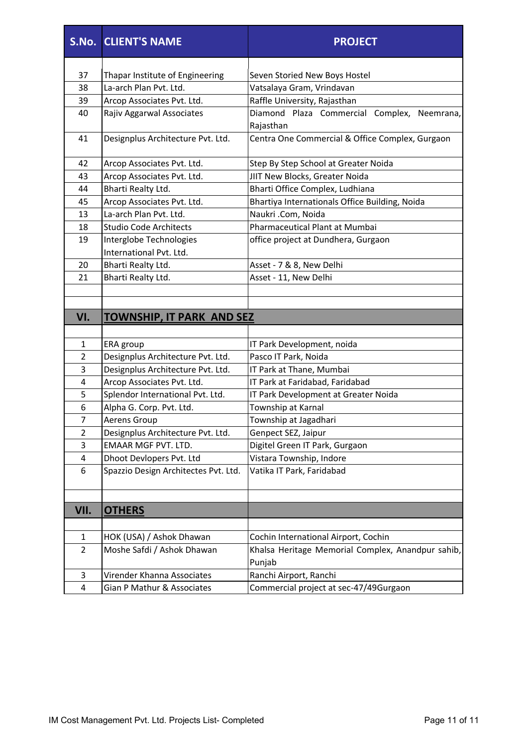| S.No. | CLIENT'S NAME | PROJECT |
|---|---|---|
| 37 | Thapar Institute of Engineering | Seven Storied New Boys Hostel |
| 38 | La-arch Plan Pvt. Ltd. | Vatsalaya Gram, Vrindavan |
| 39 | Arcop Associates Pvt. Ltd. | Raffle University, Rajasthan |
| 40 | Rajiv Aggarwal Associates | Diamond Plaza Commercial Complex, Neemrana, Rajasthan |
| 41 | Designplus Architecture Pvt. Ltd. | Centra One Commercial & Office Complex, Gurgaon |
| 42 | Arcop Associates Pvt. Ltd. | Step By Step School at Greater Noida |
| 43 | Arcop Associates Pvt. Ltd. | JIIT New Blocks, Greater Noida |
| 44 | Bharti Realty Ltd. | Bharti Office Complex, Ludhiana |
| 45 | Arcop Associates Pvt. Ltd. | Bhartiya Internationals Office Building, Noida |
| 13 | La-arch Plan Pvt. Ltd. | Naukri .Com, Noida |
| 18 | Studio Code Architects | Pharmaceutical Plant at Mumbai |
| 19 | Interglobe Technologies International Pvt. Ltd. | office project at Dundhera, Gurgaon |
| 20 | Bharti Realty Ltd. | Asset - 7 & 8, New Delhi |
| 21 | Bharti Realty Ltd. | Asset - 11, New Delhi |
| | | |
| **VI.** | **TOWNSHIP, IT PARK AND SEZ** | |
| 1 | ERA group | IT Park Development, noida |
| 2 | Designplus Architecture Pvt. Ltd. | Pasco IT Park, Noida |
| 3 | Designplus Architecture Pvt. Ltd. | IT Park at Thane, Mumbai |
| 4 | Arcop Associates Pvt. Ltd. | IT Park at Faridabad, Faridabad |
| 5 | Splendor International Pvt. Ltd. | IT Park Development at Greater Noida |
| 6 | Alpha G. Corp. Pvt. Ltd. | Township at Karnal |
| 7 | Aerens Group | Township at Jagadhari |
| 2 | Designplus Architecture Pvt. Ltd. | Genpect SEZ, Jaipur |
| 3 | EMAAR MGF PVT. LTD. | Digitel Green IT Park, Gurgaon |
| 4 | Dhoot Devlopers Pvt. Ltd | Vistara Township, Indore |
| 6 | Spazzio Design Architectes Pvt. Ltd. | Vatika IT Park, Faridabad |
| | | |
| **VII.** | **OTHERS** | |
| 1 | HOK (USA) / Ashok Dhawan | Cochin International Airport, Cochin |
| 2 | Moshe Safdi / Ashok Dhawan | Khalsa Heritage Memorial Complex, Anandpur sahib, Punjab |
| 3 | Virender Khanna Associates | Ranchi Airport, Ranchi |
| 4 | Gian P Mathur & Associates | Commercial project at sec-47/49Gurgaon |